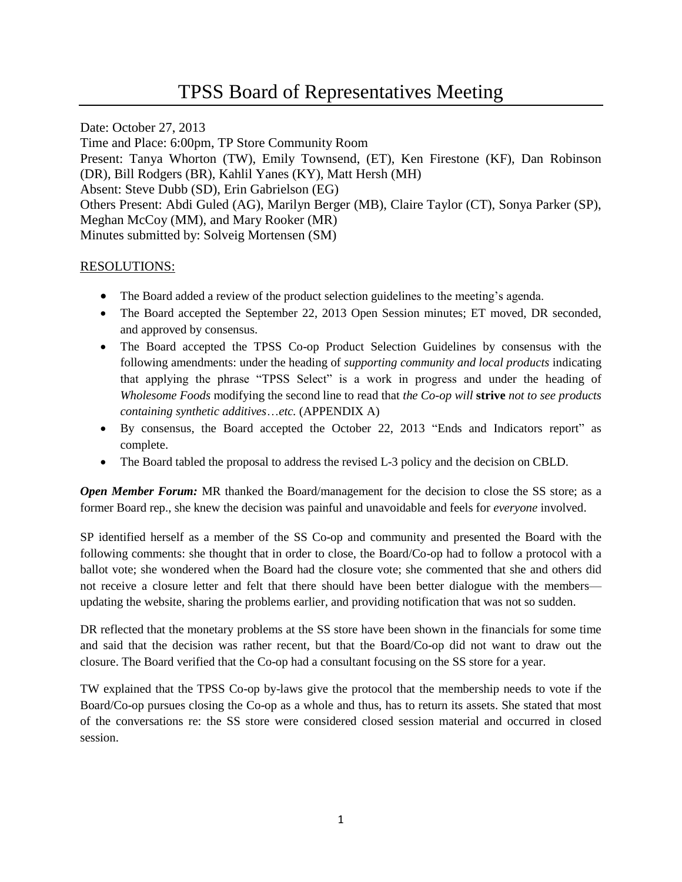# TPSS Board of Representatives Meeting

Date: October 27, 2013
Time and Place: 6:00pm, TP Store Community Room
Present: Tanya Whorton (TW), Emily Townsend, (ET), Ken Firestone (KF), Dan Robinson (DR), Bill Rodgers (BR), Kahlil Yanes (KY), Matt Hersh (MH)
Absent: Steve Dubb (SD), Erin Gabrielson (EG)
Others Present: Abdi Guled (AG), Marilyn Berger (MB), Claire Taylor (CT), Sonya Parker (SP), Meghan McCoy (MM), and Mary Rooker (MR)
Minutes submitted by: Solveig Mortensen (SM)

RESOLUTIONS:

- The Board added a review of the product selection guidelines to the meeting's agenda.
- The Board accepted the September 22, 2013 Open Session minutes; ET moved, DR seconded, and approved by consensus.
- The Board accepted the TPSS Co-op Product Selection Guidelines by consensus with the following amendments: under the heading of *supporting community and local products* indicating that applying the phrase "TPSS Select" is a work in progress and under the heading of *Wholesome Foods* modifying the second line to read that *the Co-op will* **strive** *not to see products containing synthetic additives…etc.* (APPENDIX A)
- By consensus, the Board accepted the October 22, 2013 "Ends and Indicators report" as complete.
- The Board tabled the proposal to address the revised L-3 policy and the decision on CBLD.

***Open Member Forum:*** MR thanked the Board/management for the decision to close the SS store; as a former Board rep., she knew the decision was painful and unavoidable and feels for *everyone* involved.

SP identified herself as a member of the SS Co-op and community and presented the Board with the following comments: she thought that in order to close, the Board/Co-op had to follow a protocol with a ballot vote; she wondered when the Board had the closure vote; she commented that she and others did not receive a closure letter and felt that there should have been better dialogue with the members—updating the website, sharing the problems earlier, and providing notification that was not so sudden.

DR reflected that the monetary problems at the SS store have been shown in the financials for some time and said that the decision was rather recent, but that the Board/Co-op did not want to draw out the closure. The Board verified that the Co-op had a consultant focusing on the SS store for a year.

TW explained that the TPSS Co-op by-laws give the protocol that the membership needs to vote if the Board/Co-op pursues closing the Co-op as a whole and thus, has to return its assets. She stated that most of the conversations re: the SS store were considered closed session material and occurred in closed session.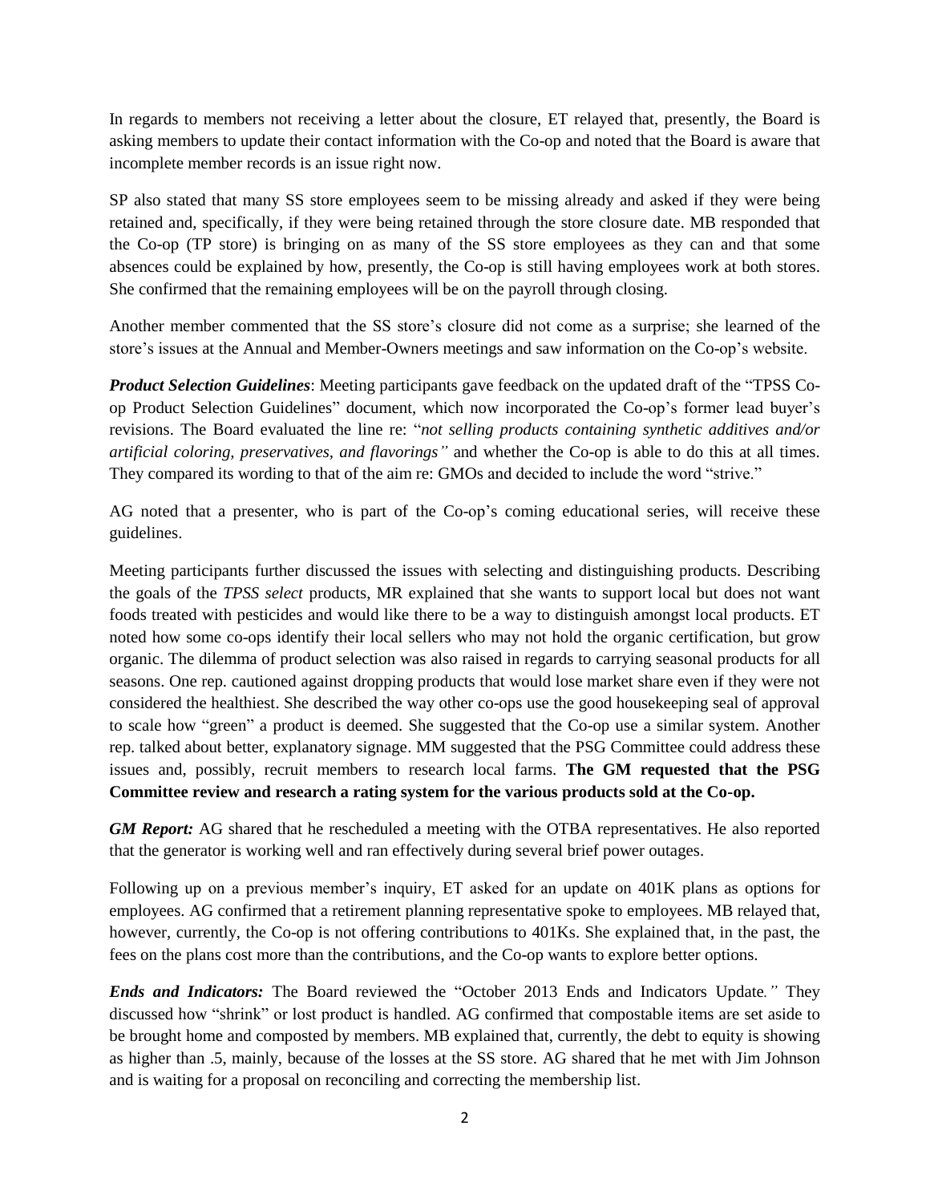In regards to members not receiving a letter about the closure, ET relayed that, presently, the Board is asking members to update their contact information with the Co-op and noted that the Board is aware that incomplete member records is an issue right now.

SP also stated that many SS store employees seem to be missing already and asked if they were being retained and, specifically, if they were being retained through the store closure date. MB responded that the Co-op (TP store) is bringing on as many of the SS store employees as they can and that some absences could be explained by how, presently, the Co-op is still having employees work at both stores. She confirmed that the remaining employees will be on the payroll through closing.

Another member commented that the SS store's closure did not come as a surprise; she learned of the store's issues at the Annual and Member-Owners meetings and saw information on the Co-op's website.

***Product Selection Guidelines***: Meeting participants gave feedback on the updated draft of the "TPSS Co-op Product Selection Guidelines" document, which now incorporated the Co-op's former lead buyer's revisions. The Board evaluated the line re: "*not selling products containing synthetic additives and/or artificial coloring, preservatives, and flavorings"* and whether the Co-op is able to do this at all times. They compared its wording to that of the aim re: GMOs and decided to include the word "strive."

AG noted that a presenter, who is part of the Co-op's coming educational series, will receive these guidelines.

Meeting participants further discussed the issues with selecting and distinguishing products. Describing the goals of the *TPSS select* products, MR explained that she wants to support local but does not want foods treated with pesticides and would like there to be a way to distinguish amongst local products. ET noted how some co-ops identify their local sellers who may not hold the organic certification, but grow organic. The dilemma of product selection was also raised in regards to carrying seasonal products for all seasons. One rep. cautioned against dropping products that would lose market share even if they were not considered the healthiest. She described the way other co-ops use the good housekeeping seal of approval to scale how "green" a product is deemed. She suggested that the Co-op use a similar system. Another rep. talked about better, explanatory signage. MM suggested that the PSG Committee could address these issues and, possibly, recruit members to research local farms. **The GM requested that the PSG Committee review and research a rating system for the various products sold at the Co-op.**

***GM Report:*** AG shared that he rescheduled a meeting with the OTBA representatives. He also reported that the generator is working well and ran effectively during several brief power outages.

Following up on a previous member's inquiry, ET asked for an update on 401K plans as options for employees. AG confirmed that a retirement planning representative spoke to employees. MB relayed that, however, currently, the Co-op is not offering contributions to 401Ks. She explained that, in the past, the fees on the plans cost more than the contributions, and the Co-op wants to explore better options.

***Ends and Indicators:*** The Board reviewed the "October 2013 Ends and Indicators Update*."* They discussed how "shrink" or lost product is handled. AG confirmed that compostable items are set aside to be brought home and composted by members. MB explained that, currently, the debt to equity is showing as higher than .5, mainly, because of the losses at the SS store. AG shared that he met with Jim Johnson and is waiting for a proposal on reconciling and correcting the membership list.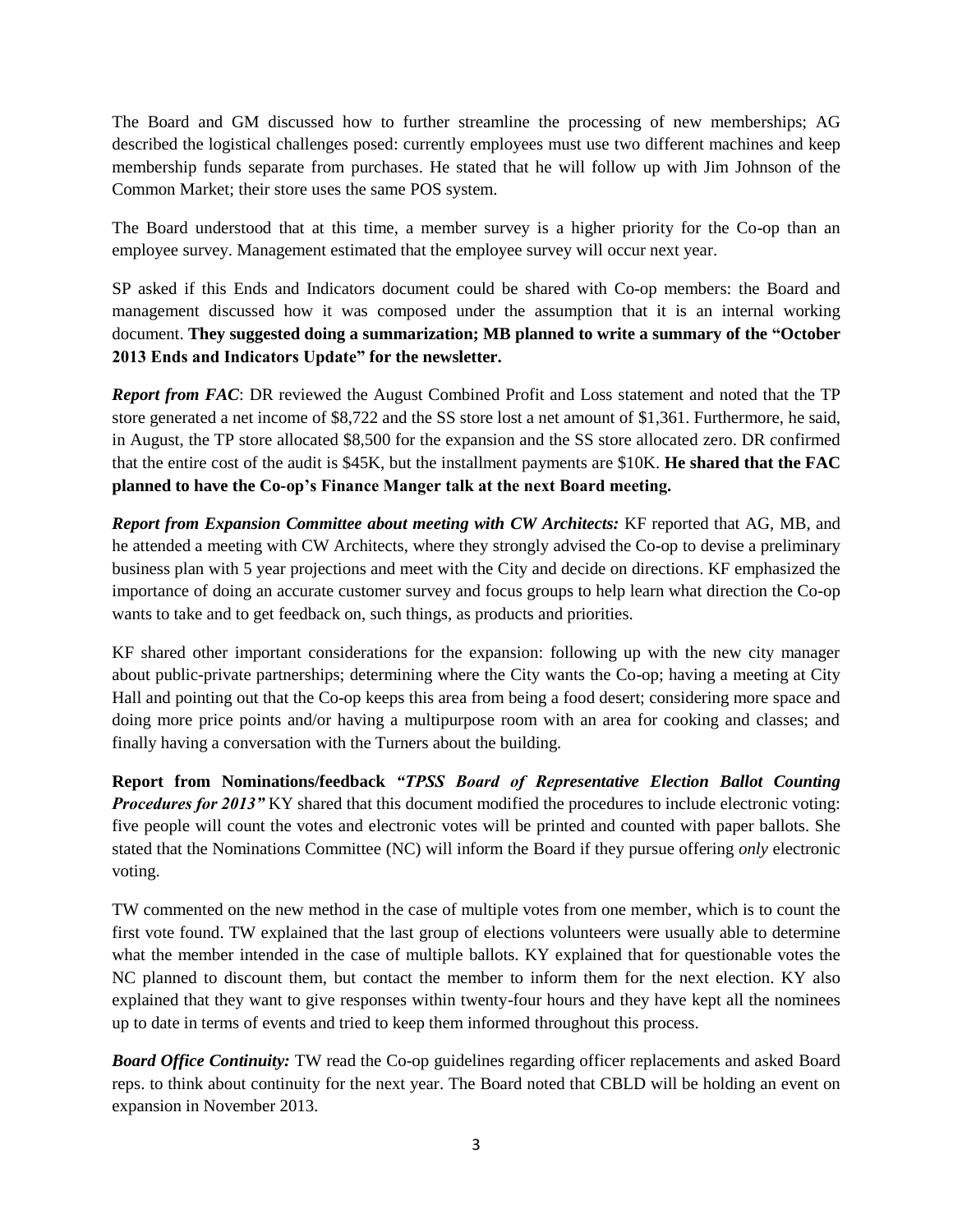The Board and GM discussed how to further streamline the processing of new memberships; AG described the logistical challenges posed: currently employees must use two different machines and keep membership funds separate from purchases. He stated that he will follow up with Jim Johnson of the Common Market; their store uses the same POS system.

The Board understood that at this time, a member survey is a higher priority for the Co-op than an employee survey. Management estimated that the employee survey will occur next year.

SP asked if this Ends and Indicators document could be shared with Co-op members: the Board and management discussed how it was composed under the assumption that it is an internal working document. **They suggested doing a summarization; MB planned to write a summary of the "October 2013 Ends and Indicators Update" for the newsletter.**

***Report from FAC***: DR reviewed the August Combined Profit and Loss statement and noted that the TP store generated a net income of $8,722 and the SS store lost a net amount of $1,361. Furthermore, he said, in August, the TP store allocated $8,500 for the expansion and the SS store allocated zero. DR confirmed that the entire cost of the audit is $45K, but the installment payments are $10K. **He shared that the FAC planned to have the Co-op's Finance Manger talk at the next Board meeting.**

***Report from Expansion Committee about meeting with CW Architects:*** KF reported that AG, MB, and he attended a meeting with CW Architects, where they strongly advised the Co-op to devise a preliminary business plan with 5 year projections and meet with the City and decide on directions. KF emphasized the importance of doing an accurate customer survey and focus groups to help learn what direction the Co-op wants to take and to get feedback on, such things, as products and priorities.

KF shared other important considerations for the expansion: following up with the new city manager about public-private partnerships; determining where the City wants the Co-op; having a meeting at City Hall and pointing out that the Co-op keeps this area from being a food desert; considering more space and doing more price points and/or having a multipurpose room with an area for cooking and classes; and finally having a conversation with the Turners about the building.

**Report from Nominations/feedback *"TPSS Board of Representative Election Ballot Counting Procedures for 2013"*** KY shared that this document modified the procedures to include electronic voting: five people will count the votes and electronic votes will be printed and counted with paper ballots. She stated that the Nominations Committee (NC) will inform the Board if they pursue offering *only* electronic voting.

TW commented on the new method in the case of multiple votes from one member, which is to count the first vote found. TW explained that the last group of elections volunteers were usually able to determine what the member intended in the case of multiple ballots. KY explained that for questionable votes the NC planned to discount them, but contact the member to inform them for the next election. KY also explained that they want to give responses within twenty-four hours and they have kept all the nominees up to date in terms of events and tried to keep them informed throughout this process.

***Board Office Continuity:*** TW read the Co-op guidelines regarding officer replacements and asked Board reps. to think about continuity for the next year. The Board noted that CBLD will be holding an event on expansion in November 2013.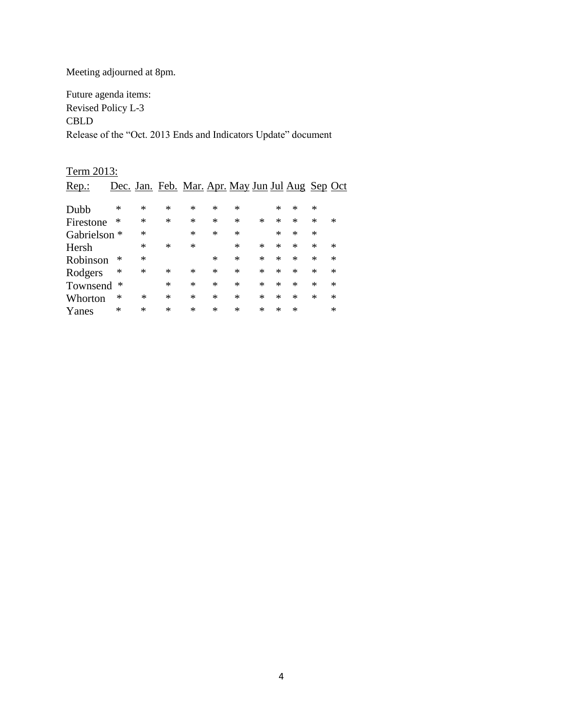Meeting adjourned at 8pm.

Future agenda items:
Revised Policy L-3
CBLD
Release of the "Oct. 2013 Ends and Indicators Update" document

Term 2013:

| Rep.: | Dec. | Jan. | Feb. | Mar. | Apr. | May | Jun | Jul | Aug | Sep | Oct |
|---|---|---|---|---|---|---|---|---|---|---|---|
| Dubb | * | * | * | * | * | * | | * | * | * | |
| Firestone | * | * | * | * | * | * | * | * | * | * | * |
| Gabrielson | * | * | | * | * | * | | * | * | * | |
| Hersh | | * | * | * | | * | * | * | * | * | * |
| Robinson | * | * | | | * | * | * | * | * | * | * |
| Rodgers | * | * | * | * | * | * | * | * | * | * | * |
| Townsend | * | | * | * | * | * | * | * | * | * | * |
| Whorton | * | * | * | * | * | * | * | * | * | * | * |
| Yanes | * | * | * | * | * | * | * | * | * | | * |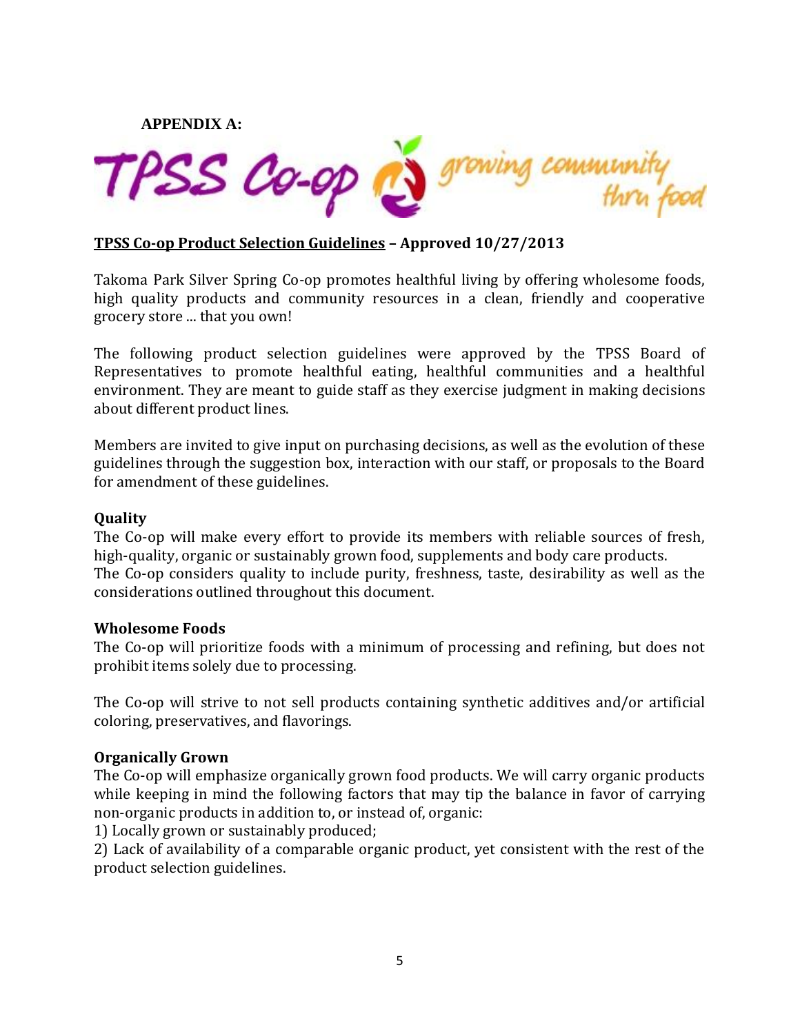**APPENDIX A:**

TPSS Co-op growing community thru food

**<u>TPSS Co-op Product Selection Guidelines</u> – Approved 10/27/2013**

Takoma Park Silver Spring Co-op promotes healthful living by offering wholesome foods, high quality products and community resources in a clean, friendly and cooperative grocery store ... that you own!

The following product selection guidelines were approved by the TPSS Board of Representatives to promote healthful eating, healthful communities and a healthful environment. They are meant to guide staff as they exercise judgment in making decisions about different product lines.

Members are invited to give input on purchasing decisions, as well as the evolution of these guidelines through the suggestion box, interaction with our staff, or proposals to the Board for amendment of these guidelines.

**Quality**

The Co-op will make every effort to provide its members with reliable sources of fresh, high-quality, organic or sustainably grown food, supplements and body care products. The Co-op considers quality to include purity, freshness, taste, desirability as well as the considerations outlined throughout this document.

**Wholesome Foods**

The Co-op will prioritize foods with a minimum of processing and refining, but does not prohibit items solely due to processing.

The Co-op will strive to not sell products containing synthetic additives and/or artificial coloring, preservatives, and flavorings.

**Organically Grown**

The Co-op will emphasize organically grown food products. We will carry organic products while keeping in mind the following factors that may tip the balance in favor of carrying non-organic products in addition to, or instead of, organic:

1) Locally grown or sustainably produced;

2) Lack of availability of a comparable organic product, yet consistent with the rest of the product selection guidelines.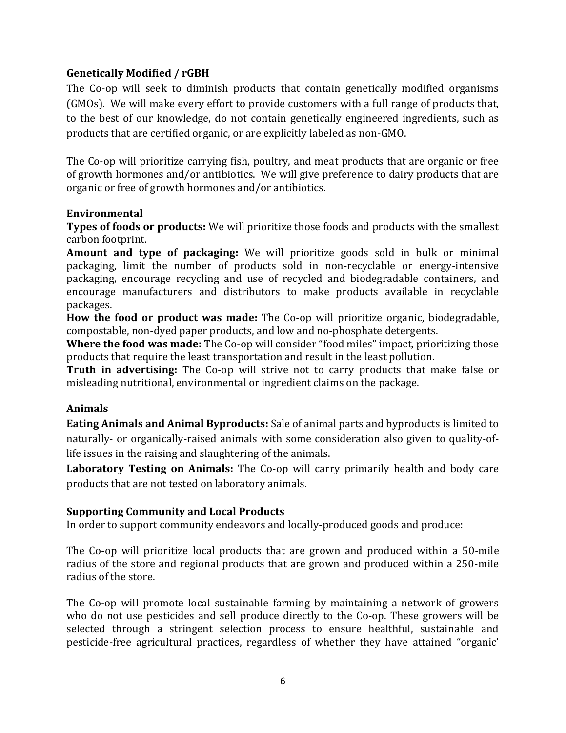### Genetically Modified / rGBH

The Co-op will seek to diminish products that contain genetically modified organisms (GMOs). We will make every effort to provide customers with a full range of products that, to the best of our knowledge, do not contain genetically engineered ingredients, such as products that are certified organic, or are explicitly labeled as non-GMO.

The Co-op will prioritize carrying fish, poultry, and meat products that are organic or free of growth hormones and/or antibiotics. We will give preference to dairy products that are organic or free of growth hormones and/or antibiotics.

### Environmental

**Types of foods or products:** We will prioritize those foods and products with the smallest carbon footprint.

**Amount and type of packaging:** We will prioritize goods sold in bulk or minimal packaging, limit the number of products sold in non-recyclable or energy-intensive packaging, encourage recycling and use of recycled and biodegradable containers, and encourage manufacturers and distributors to make products available in recyclable packages.

**How the food or product was made:** The Co-op will prioritize organic, biodegradable, compostable, non-dyed paper products, and low and no-phosphate detergents.

**Where the food was made:** The Co-op will consider "food miles" impact, prioritizing those products that require the least transportation and result in the least pollution.

**Truth in advertising:** The Co-op will strive not to carry products that make false or misleading nutritional, environmental or ingredient claims on the package.

### Animals

**Eating Animals and Animal Byproducts:** Sale of animal parts and byproducts is limited to naturally- or organically-raised animals with some consideration also given to quality-of-life issues in the raising and slaughtering of the animals.

**Laboratory Testing on Animals:** The Co-op will carry primarily health and body care products that are not tested on laboratory animals.

### Supporting Community and Local Products

In order to support community endeavors and locally-produced goods and produce:

The Co-op will prioritize local products that are grown and produced within a 50-mile radius of the store and regional products that are grown and produced within a 250-mile radius of the store.

The Co-op will promote local sustainable farming by maintaining a network of growers who do not use pesticides and sell produce directly to the Co-op. These growers will be selected through a stringent selection process to ensure healthful, sustainable and pesticide-free agricultural practices, regardless of whether they have attained "organic'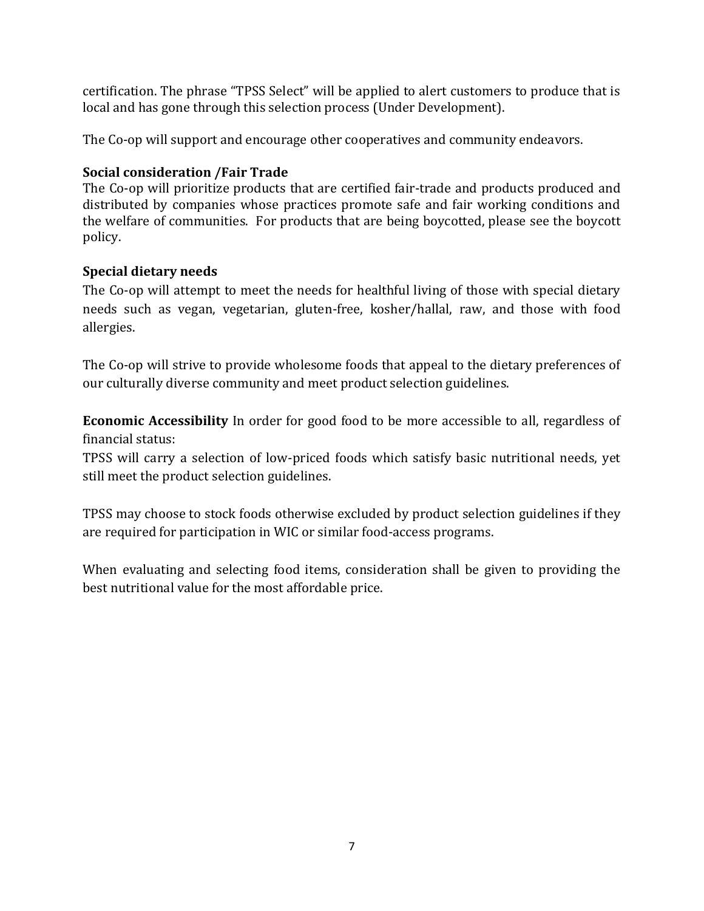certification. The phrase "TPSS Select" will be applied to alert customers to produce that is local and has gone through this selection process (Under Development).

The Co-op will support and encourage other cooperatives and community endeavors.

**Social consideration /Fair Trade**
The Co-op will prioritize products that are certified fair-trade and products produced and distributed by companies whose practices promote safe and fair working conditions and the welfare of communities. For products that are being boycotted, please see the boycott policy.

**Special dietary needs**
The Co-op will attempt to meet the needs for healthful living of those with special dietary needs such as vegan, vegetarian, gluten-free, kosher/hallal, raw, and those with food allergies.

The Co-op will strive to provide wholesome foods that appeal to the dietary preferences of our culturally diverse community and meet product selection guidelines.

**Economic Accessibility** In order for good food to be more accessible to all, regardless of financial status:
TPSS will carry a selection of low-priced foods which satisfy basic nutritional needs, yet still meet the product selection guidelines.

TPSS may choose to stock foods otherwise excluded by product selection guidelines if they are required for participation in WIC or similar food-access programs.

When evaluating and selecting food items, consideration shall be given to providing the best nutritional value for the most affordable price.